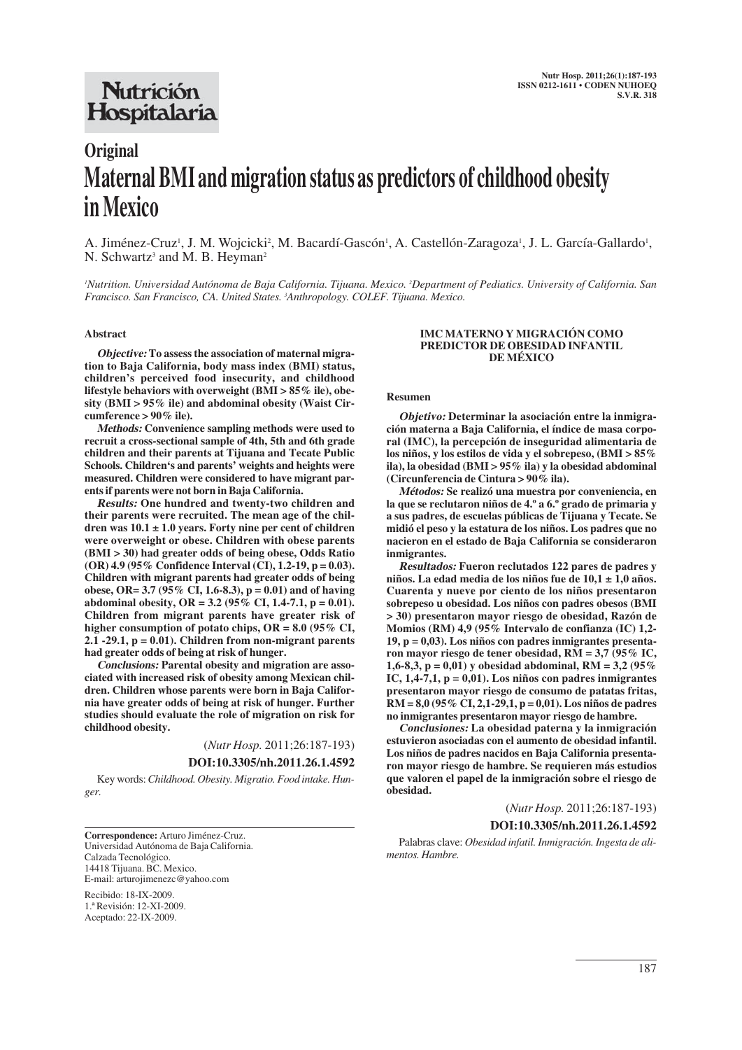Nutrición Hospitalaria

## Original

# Maternal BMI and migration status as predictors of childhood obesity in Mexico

A. Jiménez-Cruz[1], J. M. Wojcicki[2], M. Bacardí-Gascón[1], A. Castellón-Zaragoza[1], J. L. García-Gallardo[1], N. Schwartz[3] and M. B. Heyman[2]

[1]Nutrition. Universidad Autónoma de Baja California. Tijuana. Mexico. [2]Department of Pediatrics. University of California. San Francisco. San Francisco, CA. United States. [3]Anthropology. COLEF. Tijuana. Mexico.

### Abstract

***Objective:*** **To assess the association of maternal migration to Baja California, body mass index (BMI) status, children's perceived food insecurity, and childhood lifestyle behaviors with overweight (BMI > 85% ile), obesity (BMI > 95% ile) and abdominal obesity (Waist Circumference > 90% ile).**

***Methods:*** **Convenience sampling methods were used to recruit a cross-sectional sample of 4th, 5th and 6th grade children and their parents at Tijuana and Tecate Public Schools. Children's and parents' weights and heights were measured. Children were considered to have migrant parents if parents were not born in Baja California.**

***Results:*** **One hundred and twenty-two children and their parents were recruited. The mean age of the children was 10.1 ± 1.0 years. Forty nine per cent of children were overweight or obese. Children with obese parents (BMI > 30) had greater odds of being obese, Odds Ratio (OR) 4.9 (95% Confidence Interval (CI), 1.2-19, p = 0.03). Children with migrant parents had greater odds of being obese, OR= 3.7 (95% CI, 1.6-8.3), p = 0.01) and of having abdominal obesity, OR = 3.2 (95% CI, 1.4-7.1, p = 0.01). Children from migrant parents have greater risk of higher consumption of potato chips, OR = 8.0 (95% CI, 2.1 -29.1, p = 0.01). Children from non-migrant parents had greater odds of being at risk of hunger.**

***Conclusions:*** **Parental obesity and migration are associated with increased risk of obesity among Mexican children. Children whose parents were born in Baja California have greater odds of being at risk of hunger. Further studies should evaluate the role of migration on risk for childhood obesity.**

(*Nutr Hosp.* 2011;26:187-193)

**DOI:10.3305/nh.2011.26.1.4592**

Key words: *Childhood. Obesity. Migratio. Food intake. Hunger.*

### IMC MATERNO Y MIGRACIÓN COMO PREDICTOR DE OBESIDAD INFANTIL DE MÉXICO

### Resumen

***Objetivo:*** **Determinar la asociación entre la inmigración materna a Baja California, el índice de masa corporal (IMC), la percepción de inseguridad alimentaria de los niños, y los estilos de vida y el sobrepeso, (BMI > 85% ila), la obesidad (BMI > 95% ila) y la obesidad abdominal (Circunferencia de Cintura > 90% ila).**

***Métodos:*** **Se realizó una muestra por conveniencia, en la que se reclutaron niños de 4.º a 6.º grado de primaria y a sus padres, de escuelas públicas de Tijuana y Tecate. Se midió el peso y la estatura de los niños. Los padres que no nacieron en el estado de Baja California se consideraron inmigrantes.**

***Resultados:*** **Fueron reclutados 122 pares de padres y niños. La edad media de los niños fue de 10,1 ± 1,0 años. Cuarenta y nueve por ciento de los niños presentaron sobrepeso u obesidad. Los niños con padres obesos (BMI > 30) presentaron mayor riesgo de obesidad, Razón de Momios (RM) 4,9 (95% Intervalo de confianza (IC) 1,2-19, p = 0,03). Los niños con padres inmigrantes presentaron mayor riesgo de tener obesidad, RM = 3,7 (95% IC, 1,6-8,3, p = 0,01) y obesidad abdominal, RM = 3,2 (95% IC, 1,4-7,1, p = 0,01). Los niños con padres inmigrantes presentaron mayor riesgo de consumo de patatas fritas, RM = 8,0 (95% CI, 2,1-29,1, p = 0,01). Los niños de padres no inmigrantes presentaron mayor riesgo de hambre.**

***Conclusiones:*** **La obesidad paterna y la inmigración estuvieron asociadas con el aumento de obesidad infantil. Los niños de padres nacidos en Baja California presentaron mayor riesgo de hambre. Se requieren más estudios que valoren el papel de la inmigración sobre el riesgo de obesidad.**

(*Nutr Hosp.* 2011;26:187-193)

**DOI:10.3305/nh.2011.26.1.4592**

Palabras clave: *Obesidad infatil. Inmigración. Ingesta de alimentos. Hambre.*

---

**Correspondence:** Arturo Jiménez-Cruz.
Universidad Autónoma de Baja California.
Calzada Tecnológico.
14418 Tijuana. BC. Mexico.
E-mail: arturojimenezc@yahoo.com

Recibido: 18-IX-2009.
1.ª Revisión: 12-XI-2009.
Aceptado: 22-IX-2009.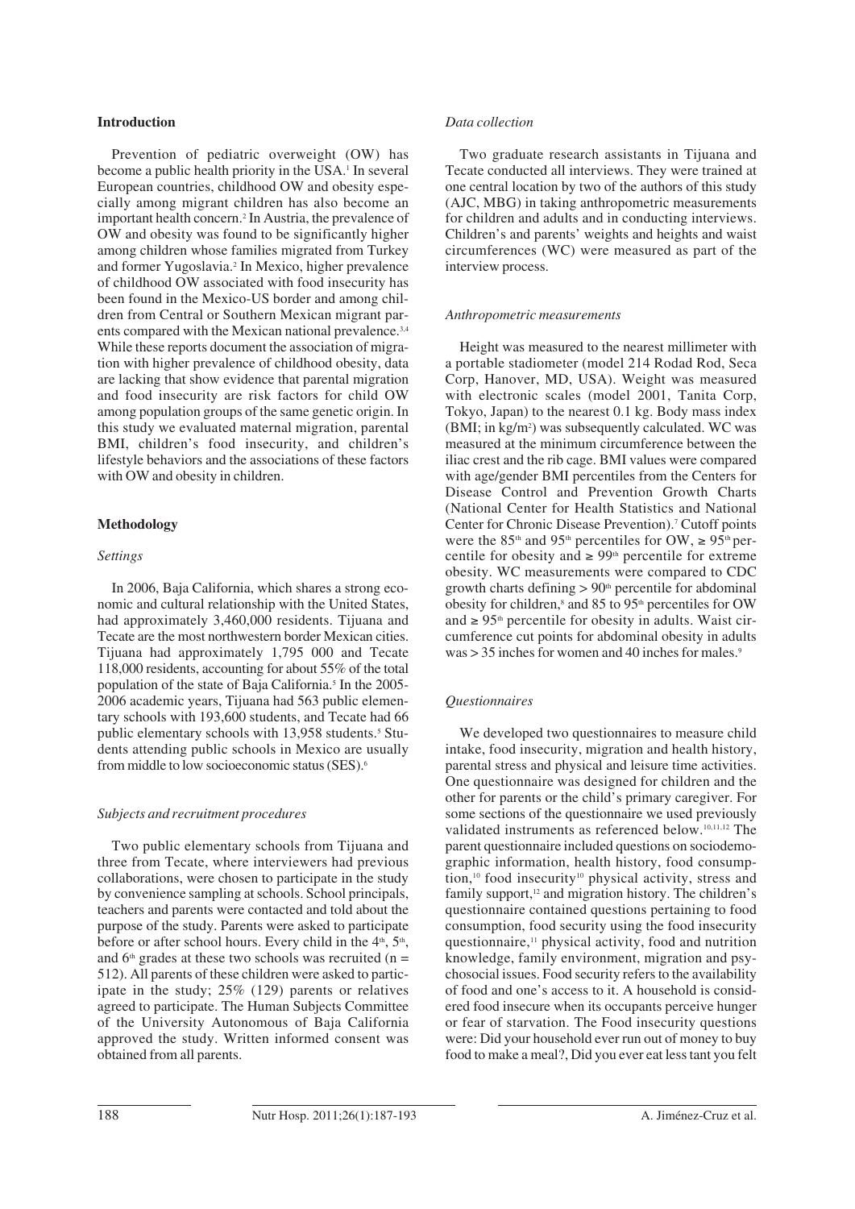## Introduction

Prevention of pediatric overweight (OW) has become a public health priority in the USA.[1] In several European countries, childhood OW and obesity especially among migrant children has also become an important health concern.[2] In Austria, the prevalence of OW and obesity was found to be significantly higher among children whose families migrated from Turkey and former Yugoslavia.[2] In Mexico, higher prevalence of childhood OW associated with food insecurity has been found in the Mexico-US border and among children from Central or Southern Mexican migrant parents compared with the Mexican national prevalence.[3,4] While these reports document the association of migration with higher prevalence of childhood obesity, data are lacking that show evidence that parental migration and food insecurity are risk factors for child OW among population groups of the same genetic origin. In this study we evaluated maternal migration, parental BMI, children's food insecurity, and children's lifestyle behaviors and the associations of these factors with OW and obesity in children.

## Methodology

### *Settings*

In 2006, Baja California, which shares a strong economic and cultural relationship with the United States, had approximately 3,460,000 residents. Tijuana and Tecate are the most northwestern border Mexican cities. Tijuana had approximately 1,795 000 and Tecate 118,000 residents, accounting for about 55% of the total population of the state of Baja California.[5] In the 2005-2006 academic years, Tijuana had 563 public elementary schools with 193,600 students, and Tecate had 66 public elementary schools with 13,958 students.[5] Students attending public schools in Mexico are usually from middle to low socioeconomic status (SES).[6]

### *Subjects and recruitment procedures*

Two public elementary schools from Tijuana and three from Tecate, where interviewers had previous collaborations, were chosen to participate in the study by convenience sampling at schools. School principals, teachers and parents were contacted and told about the purpose of the study. Parents were asked to participate before or after school hours. Every child in the 4th, 5th, and 6th grades at these two schools was recruited (n = 512). All parents of these children were asked to participate in the study; 25% (129) parents or relatives agreed to participate. The Human Subjects Committee of the University Autonomous of Baja California approved the study. Written informed consent was obtained from all parents.

### *Data collection*

Two graduate research assistants in Tijuana and Tecate conducted all interviews. They were trained at one central location by two of the authors of this study (AJC, MBG) in taking anthropometric measurements for children and adults and in conducting interviews. Children's and parents' weights and heights and waist circumferences (WC) were measured as part of the interview process.

### *Anthropometric measurements*

Height was measured to the nearest millimeter with a portable stadiometer (model 214 Rodad Rod, Seca Corp, Hanover, MD, USA). Weight was measured with electronic scales (model 2001, Tanita Corp, Tokyo, Japan) to the nearest 0.1 kg. Body mass index (BMI; in kg/m$^2$) was subsequently calculated. WC was measured at the minimum circumference between the iliac crest and the rib cage. BMI values were compared with age/gender BMI percentiles from the Centers for Disease Control and Prevention Growth Charts (National Center for Health Statistics and National Center for Chronic Disease Prevention).[7] Cutoff points were the 85th and 95th percentiles for OW, ≥ 95th percentile for obesity and ≥ 99th percentile for extreme obesity. WC measurements were compared to CDC growth charts defining > 90th percentile for abdominal obesity for children,[8] and 85 to 95th percentiles for OW and ≥ 95th percentile for obesity in adults. Waist circumference cut points for abdominal obesity in adults was > 35 inches for women and 40 inches for males.[9]

### *Questionnaires*

We developed two questionnaires to measure child intake, food insecurity, migration and health history, parental stress and physical and leisure time activities. One questionnaire was designed for children and the other for parents or the child's primary caregiver. For some sections of the questionnaire we used previously validated instruments as referenced below.[10,11,12] The parent questionnaire included questions on sociodemographic information, health history, food consumption,[10] food insecurity[10] physical activity, stress and family support,[12] and migration history. The children's questionnaire contained questions pertaining to food consumption, food security using the food insecurity questionnaire,[11] physical activity, food and nutrition knowledge, family environment, migration and psychosocial issues. Food security refers to the availability of food and one's access to it. A household is considered food insecure when its occupants perceive hunger or fear of starvation. The Food insecurity questions were: Did your household ever run out of money to buy food to make a meal?, Did you ever eat less tant you felt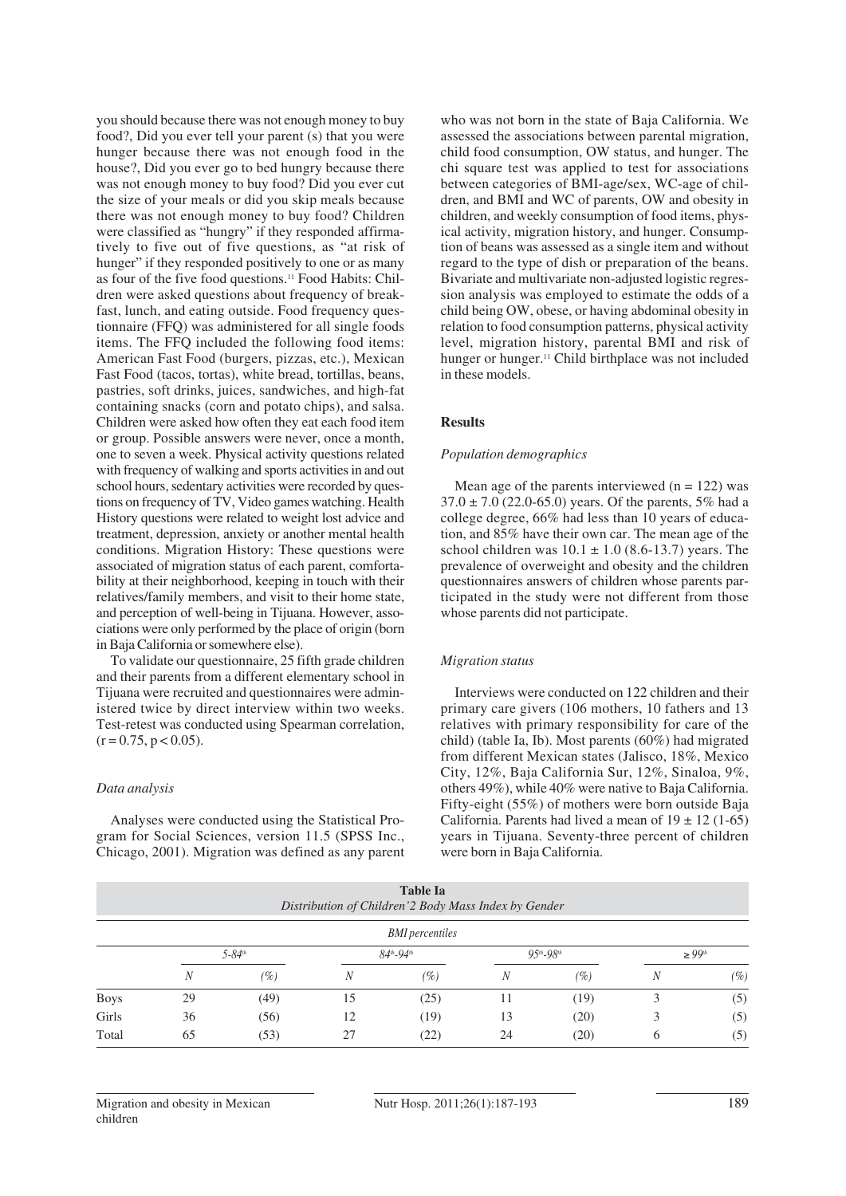you should because there was not enough money to buy food?, Did you ever tell your parent (s) that you were hunger because there was not enough food in the house?, Did you ever go to bed hungry because there was not enough money to buy food? Did you ever cut the size of your meals or did you skip meals because there was not enough money to buy food? Children were classified as "hungry" if they responded affirmatively to five out of five questions, as "at risk of hunger" if they responded positively to one or as many as four of the five food questions.[11] Food Habits: Children were asked questions about frequency of breakfast, lunch, and eating outside. Food frequency questionnaire (FFQ) was administered for all single foods items. The FFQ included the following food items: American Fast Food (burgers, pizzas, etc.), Mexican Fast Food (tacos, tortas), white bread, tortillas, beans, pastries, soft drinks, juices, sandwiches, and high-fat containing snacks (corn and potato chips), and salsa. Children were asked how often they eat each food item or group. Possible answers were never, once a month, one to seven a week. Physical activity questions related with frequency of walking and sports activities in and out school hours, sedentary activities were recorded by questions on frequency of TV, Video games watching. Health History questions were related to weight lost advice and treatment, depression, anxiety or another mental health conditions. Migration History: These questions were associated of migration status of each parent, comfortability at their neighborhood, keeping in touch with their relatives/family members, and visit to their home state, and perception of well-being in Tijuana. However, associations were only performed by the place of origin (born in Baja California or somewhere else).

To validate our questionnaire, 25 fifth grade children and their parents from a different elementary school in Tijuana were recruited and questionnaires were administered twice by direct interview within two weeks. Test-retest was conducted using Spearman correlation, ($r = 0.75$, $p < 0.05$).

### *Data analysis*

Analyses were conducted using the Statistical Program for Social Sciences, version 11.5 (SPSS Inc., Chicago, 2001). Migration was defined as any parent who was not born in the state of Baja California. We assessed the associations between parental migration, child food consumption, OW status, and hunger. The chi square test was applied to test for associations between categories of BMI-age/sex, WC-age of children, and BMI and WC of parents, OW and obesity in children, and weekly consumption of food items, physical activity, migration history, and hunger. Consumption of beans was assessed as a single item and without regard to the type of dish or preparation of the beans. Bivariate and multivariate non-adjusted logistic regression analysis was employed to estimate the odds of a child being OW, obese, or having abdominal obesity in relation to food consumption patterns, physical activity level, migration history, parental BMI and risk of hunger or hunger.[11] Child birthplace was not included in these models.

## Results

### *Population demographics*

Mean age of the parents interviewed ($n = 122$) was $37.0 \pm 7.0$ (22.0-65.0) years. Of the parents, 5% had a college degree, 66% had less than 10 years of education, and 85% have their own car. The mean age of the school children was $10.1 \pm 1.0$ (8.6-13.7) years. The prevalence of overweight and obesity and the children questionnaires answers of children whose parents participated in the study were not different from those whose parents did not participate.

### *Migration status*

Interviews were conducted on 122 children and their primary care givers (106 mothers, 10 fathers and 13 relatives with primary responsibility for care of the child) (table Ia, Ib). Most parents (60%) had migrated from different Mexican states (Jalisco, 18%, Mexico City, 12%, Baja California Sur, 12%, Sinaloa, 9%, others 49%), while 40% were native to Baja California. Fifty-eight (55%) of mothers were born outside Baja California. Parents had lived a mean of $19 \pm 12$ (1-65) years in Tijuana. Seventy-three percent of children were born in Baja California.

**Table Ia**
*Distribution of Children'2 Body Mass Index by Gender*

| | BMI percentiles | | | | | | | |
|---|---|---|---|---|---|---|---|---|
| | 5-84th | | 84th-94th | | 95th-98th | | ≥ 99th | |
| | N | (%) | N | (%) | N | (%) | N | (%) |
| Boys | 29 | (49) | 15 | (25) | 11 | (19) | 3 | (5) |
| Girls | 36 | (56) | 12 | (19) | 13 | (20) | 3 | (5) |
| Total | 65 | (53) | 27 | (22) | 24 | (20) | 6 | (5) |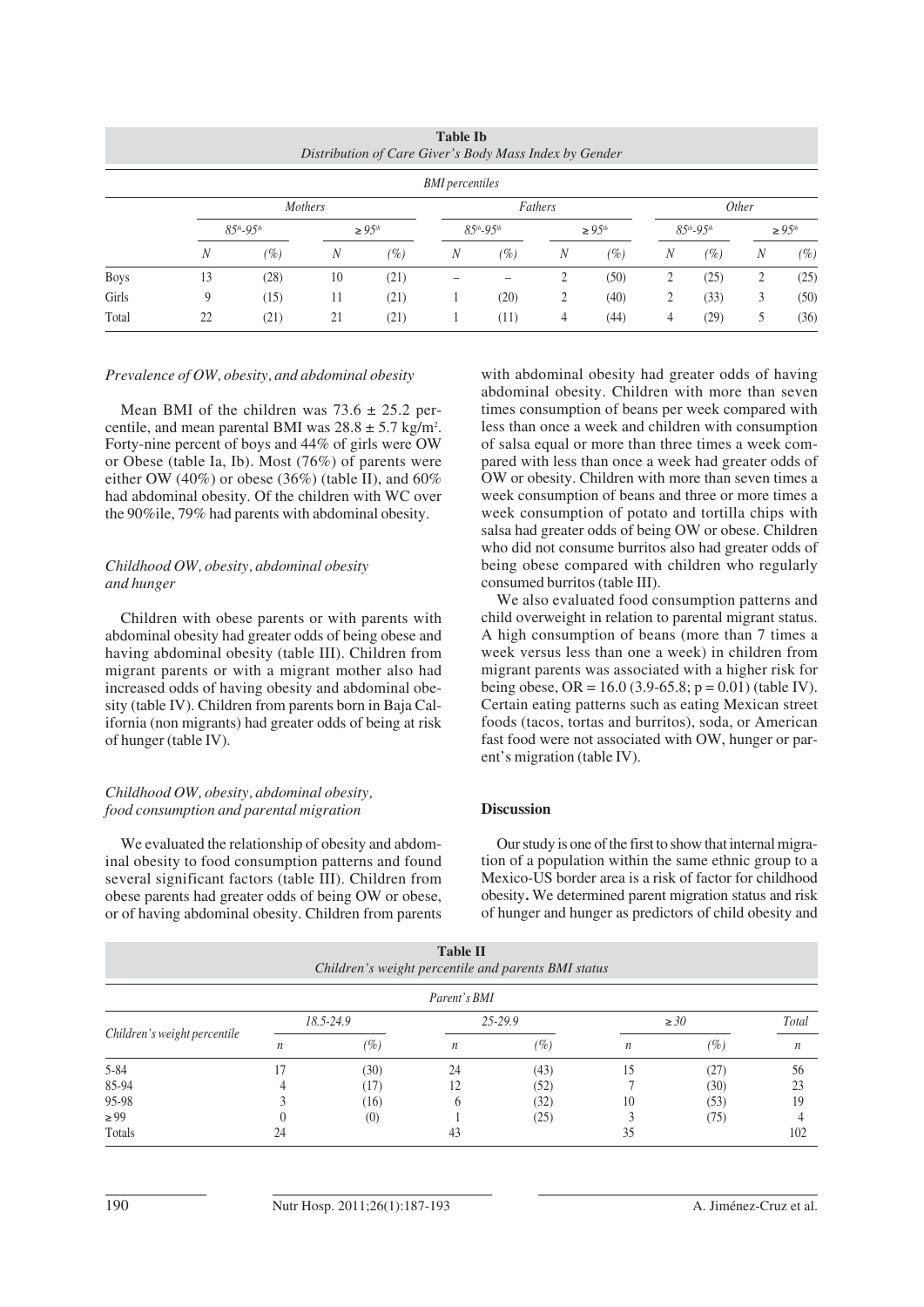**Table Ib**
*Distribution of Care Giver's Body Mass Index by Gender*

| | *BMI percentiles* | | | | | | | | | | | |
|---|---|---|---|---|---|---|---|---|---|---|---|---|
| | *Mothers* | | | | *Fathers* | | | | *Other* | | | |
| | $85^{th}$-$95^{th}$ | | $\geq 95^{th}$ | | $85^{th}$-$95^{th}$ | | $\geq 95^{th}$ | | $85^{th}$-$95^{th}$ | | $\geq 95^{th}$ | |
| | *N* | *(%)* | *N* | *(%)* | *N* | *(%)* | *N* | *(%)* | *N* | *(%)* | *N* | *(%)* |
| Boys | 13 | (28) | 10 | (21) | – | – | 2 | (50) | 2 | (25) | 2 | (25) |
| Girls | 9 | (15) | 11 | (21) | 1 | (20) | 2 | (40) | 2 | (33) | 3 | (50) |
| Total | 22 | (21) | 21 | (21) | 1 | (11) | 4 | (44) | 4 | (29) | 5 | (36) |

### *Prevalence of OW, obesity, and abdominal obesity*

Mean BMI of the children was 73.6 ± 25.2 percentile, and mean parental BMI was 28.8 ± 5.7 kg/m$^2$. Forty-nine percent of boys and 44% of girls were OW or Obese (table Ia, Ib). Most (76%) of parents were either OW (40%) or obese (36%) (table II), and 60% had abdominal obesity. Of the children with WC over the 90%ile, 79% had parents with abdominal obesity.

### *Childhood OW, obesity, abdominal obesity and hunger*

Children with obese parents or with parents with abdominal obesity had greater odds of being obese and having abdominal obesity (table III). Children from migrant parents or with a migrant mother also had increased odds of having obesity and abdominal obesity (table IV). Children from parents born in Baja California (non migrants) had greater odds of being at risk of hunger (table IV).

### *Childhood OW, obesity, abdominal obesity, food consumption and parental migration*

We evaluated the relationship of obesity and abdominal obesity to food consumption patterns and found several significant factors (table III). Children from obese parents had greater odds of being OW or obese, or of having abdominal obesity. Children from parents with abdominal obesity had greater odds of having abdominal obesity. Children with more than seven times consumption of beans per week compared with less than once a week and children with consumption of salsa equal or more than three times a week compared with less than once a week had greater odds of OW or obesity. Children with more than seven times a week consumption of beans and three or more times a week consumption of potato and tortilla chips with salsa had greater odds of being OW or obese. Children who did not consume burritos also had greater odds of being obese compared with children who regularly consumed burritos (table III).

We also evaluated food consumption patterns and child overweight in relation to parental migrant status. A high consumption of beans (more than 7 times a week versus less than one a week) in children from migrant parents was associated with a higher risk for being obese, OR = 16.0 (3.9-65.8; p = 0.01) (table IV). Certain eating patterns such as eating Mexican street foods (tacos, tortas and burritos), soda, or American fast food were not associated with OW, hunger or parent's migration (table IV).

## Discussion

Our study is one of the first to show that internal migration of a population within the same ethnic group to a Mexico-US border area is a risk of factor for childhood obesity**.** We determined parent migration status and risk of hunger and hunger as predictors of child obesity and

**Table II**
*Children's weight percentile and parents BMI status*

| | *Parent's BMI* | | | | | | |
|---|---|---|---|---|---|---|---|
| *Children's weight percentile* | *18.5-24.9* | | *25-29.9* | | $\geq 30$ | | *Total* |
| | *n* | *(%)* | *n* | *(%)* | *n* | *(%)* | *n* |
| 5-84 | 17 | (30) | 24 | (43) | 15 | (27) | 56 |
| 85-94 | 4 | (17) | 12 | (52) | 7 | (30) | 23 |
| 95-98 | 3 | (16) | 6 | (32) | 10 | (53) | 19 |
| ≥ 99 | 0 | (0) | 1 | (25) | 3 | (75) | 4 |
| Totals | 24 | | 43 | | 35 | | 102 |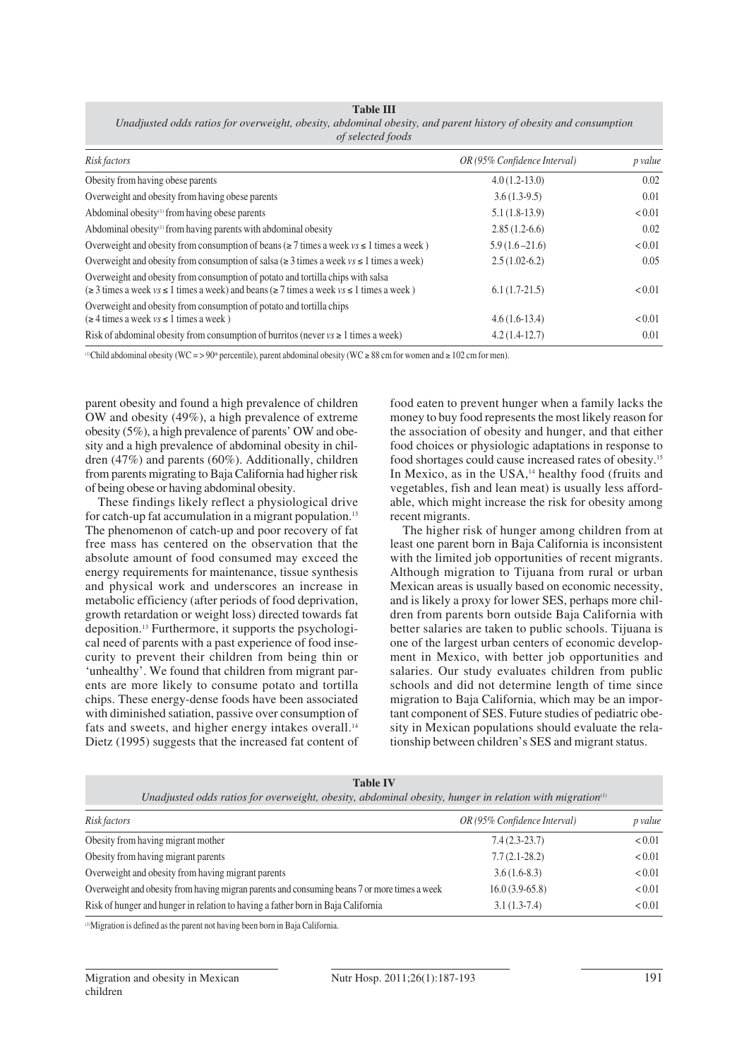**Table III**

*Unadjusted odds ratios for overweight, obesity, abdominal obesity, and parent history of obesity and consumption of selected foods*

| *Risk factors* | *OR (95% Confidence Interval)* | *p value* |
|---|---|---|
| Obesity from having obese parents | 4.0 (1.2-13.0) | 0.02 |
| Overweight and obesity from having obese parents | 3.6 (1.3-9.5) | 0.01 |
| Abdominal obesity[(1)] from having obese parents | 5.1 (1.8-13.9) | < 0.01 |
| Abdominal obesity[(1)] from having parents with abdominal obesity | 2.85 (1.2-6.6) | 0.02 |
| Overweight and obesity from consumption of beans (≥ 7 times a week *vs* ≤ 1 times a week ) | 5.9 (1.6 –21.6) | < 0.01 |
| Overweight and obesity from consumption of salsa (≥ 3 times a week *vs* ≤ 1 times a week) | 2.5 (1.02-6.2) | 0.05 |
| Overweight and obesity from consumption of potato and tortilla chips with salsa (≥ 3 times a week *vs* ≤ 1 times a week) and beans (≥ 7 times a week *vs* ≤ 1 times a week ) | 6.1 (1.7-21.5) | < 0.01 |
| Overweight and obesity from consumption of potato and tortilla chips (≥ 4 times a week *vs* ≤ 1 times a week ) | 4.6 (1.6-13.4) | < 0.01 |
| Risk of abdominal obesity from consumption of burritos (never *vs* ≥ 1 times a week) | 4.2 (1.4-12.7) | 0.01 |

[(1)]Child abdominal obesity (WC = > 90[th] percentile), parent abdominal obesity (WC ≥ 88 cm for women and ≥ 102 cm for men).

parent obesity and found a high prevalence of children OW and obesity (49%), a high prevalence of extreme obesity (5%), a high prevalence of parents' OW and obesity (60%) and a high prevalence of abdominal obesity in children (47%) and parents (60%). Additionally, children from parents migrating to Baja California had higher risk of being obese or having abdominal obesity.

These findings likely reflect a physiological drive for catch-up fat accumulation in a migrant population.[13] The phenomenon of catch-up and poor recovery of fat free mass has centered on the observation that the absolute amount of food consumed may exceed the energy requirements for maintenance, tissue synthesis and physical work and underscores an increase in metabolic efficiency (after periods of food deprivation, growth retardation or weight loss) directed towards fat deposition.[13] Furthermore, it supports the psychological need of parents with a past experience of food insecurity to prevent their children from being thin or 'unhealthy'. We found that children from migrant parents are more likely to consume potato and tortilla chips. These energy-dense foods have been associated with diminished satiation, passive over consumption of fats and sweets, and higher energy intakes overall.[14] Dietz (1995) suggests that the increased fat content of food eaten to prevent hunger when a family lacks the money to buy food represents the most likely reason for the association of obesity and hunger, and that either food choices or physiologic adaptations in response to food shortages could cause increased rates of obesity.[15] In Mexico, as in the USA,[14] healthy food (fruits and vegetables, fish and lean meat) is usually less affordable, which might increase the risk for obesity among recent migrants.

The higher risk of hunger among children from at least one parent born in Baja California is inconsistent with the limited job opportunities of recent migrants. Although migration to Tijuana from rural or urban Mexican areas is usually based on economic necessity, and is likely a proxy for lower SES, perhaps more children from parents born outside Baja California with better salaries are taken to public schools. Tijuana is one of the largest urban centers of economic development in Mexico, with better job opportunities and salaries. Our study evaluates children from public schools and did not determine length of time since migration to Baja California, which may be an important component of SES. Future studies of pediatric obesity in Mexican populations should evaluate the relationship between children's SES and migrant status.

**Table IV**

*Unadjusted odds ratios for overweight, obesity, abdominal obesity, hunger in relation with migration[(1)]*

| *Risk factors* | *OR (95% Confidence Interval)* | *p value* |
|---|---|---|
| Obesity from having migrant mother | 7.4 (2.3-23.7) | < 0.01 |
| Obesity from having migrant parents | 7.7 (2.1-28.2) | < 0.01 |
| Overweight and obesity from having migrant parents | 3.6 (1.6-8.3) | < 0.01 |
| Overweight and obesity from having migran parents and consuming beans 7 or more times a week | 16.0 (3.9-65.8) | < 0.01 |
| Risk of hunger and hunger in relation to having a father born in Baja California | 3.1 (1.3-7.4) | < 0.01 |

[(1)]Migration is defined as the parent not having been born in Baja California.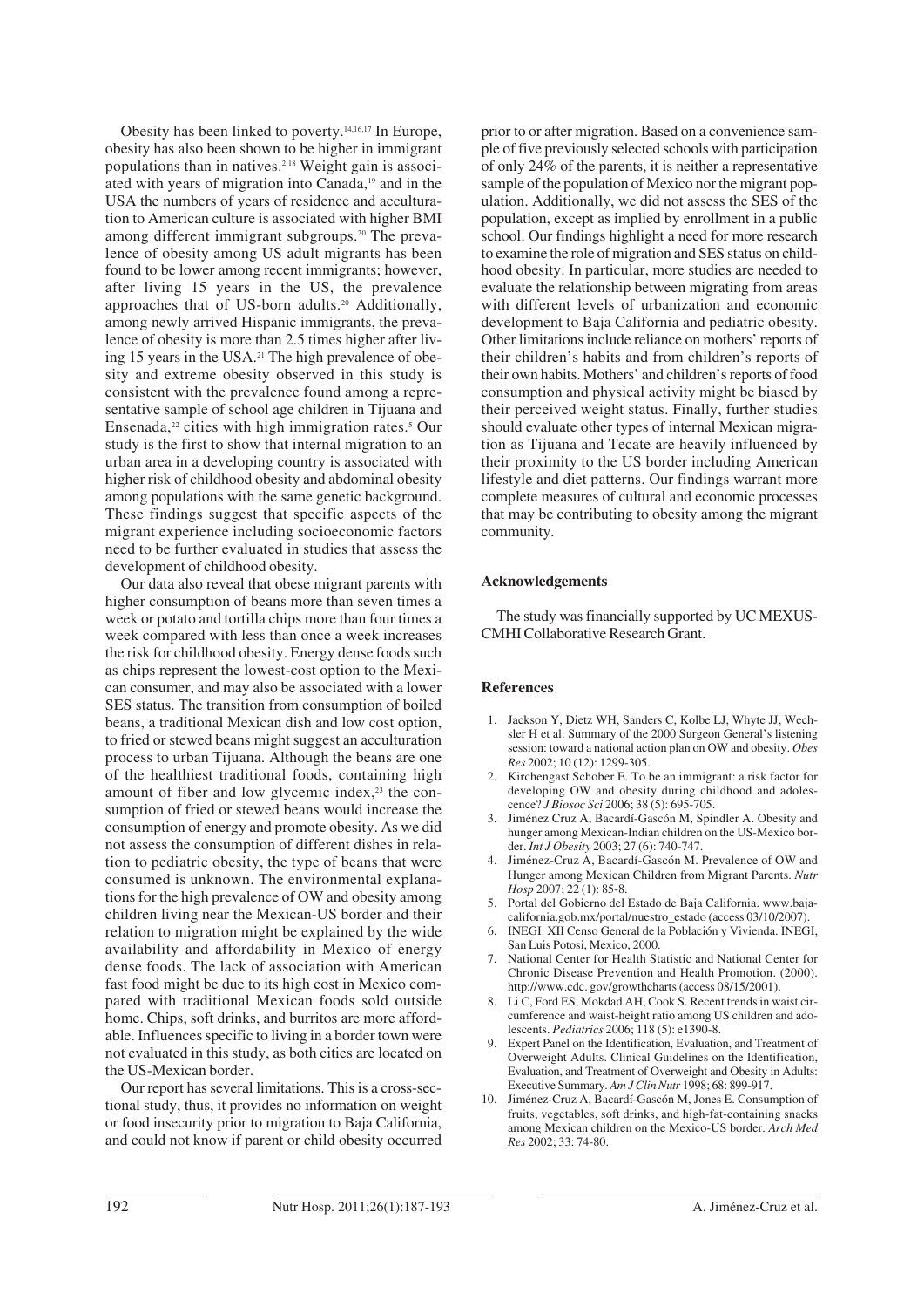Obesity has been linked to poverty.[14,16,17] In Europe, obesity has also been shown to be higher in immigrant populations than in natives.[2,18] Weight gain is associated with years of migration into Canada,[19] and in the USA the numbers of years of residence and acculturation to American culture is associated with higher BMI among different immigrant subgroups.[20] The prevalence of obesity among US adult migrants has been found to be lower among recent immigrants; however, after living 15 years in the US, the prevalence approaches that of US-born adults.[20] Additionally, among newly arrived Hispanic immigrants, the prevalence of obesity is more than 2.5 times higher after living 15 years in the USA.[21] The high prevalence of obesity and extreme obesity observed in this study is consistent with the prevalence found among a representative sample of school age children in Tijuana and Ensenada,[22] cities with high immigration rates.[5] Our study is the first to show that internal migration to an urban area in a developing country is associated with higher risk of childhood obesity and abdominal obesity among populations with the same genetic background. These findings suggest that specific aspects of the migrant experience including socioeconomic factors need to be further evaluated in studies that assess the development of childhood obesity.

Our data also reveal that obese migrant parents with higher consumption of beans more than seven times a week or potato and tortilla chips more than four times a week compared with less than once a week increases the risk for childhood obesity. Energy dense foods such as chips represent the lowest-cost option to the Mexican consumer, and may also be associated with a lower SES status. The transition from consumption of boiled beans, a traditional Mexican dish and low cost option, to fried or stewed beans might suggest an acculturation process to urban Tijuana. Although the beans are one of the healthiest traditional foods, containing high amount of fiber and low glycemic index,[23] the consumption of fried or stewed beans would increase the consumption of energy and promote obesity. As we did not assess the consumption of different dishes in relation to pediatric obesity, the type of beans that were consumed is unknown. The environmental explanations for the high prevalence of OW and obesity among children living near the Mexican-US border and their relation to migration might be explained by the wide availability and affordability in Mexico of energy dense foods. The lack of association with American fast food might be due to its high cost in Mexico compared with traditional Mexican foods sold outside home. Chips, soft drinks, and burritos are more affordable. Influences specific to living in a border town were not evaluated in this study, as both cities are located on the US-Mexican border.

Our report has several limitations. This is a cross-sectional study, thus, it provides no information on weight or food insecurity prior to migration to Baja California, and could not know if parent or child obesity occurred prior to or after migration. Based on a convenience sample of five previously selected schools with participation of only 24% of the parents, it is neither a representative sample of the population of Mexico nor the migrant population. Additionally, we did not assess the SES of the population, except as implied by enrollment in a public school. Our findings highlight a need for more research to examine the role of migration and SES status on childhood obesity. In particular, more studies are needed to evaluate the relationship between migrating from areas with different levels of urbanization and economic development to Baja California and pediatric obesity. Other limitations include reliance on mothers' reports of their children's habits and from children's reports of their own habits. Mothers' and children's reports of food consumption and physical activity might be biased by their perceived weight status. Finally, further studies should evaluate other types of internal Mexican migration as Tijuana and Tecate are heavily influenced by their proximity to the US border including American lifestyle and diet patterns. Our findings warrant more complete measures of cultural and economic processes that may be contributing to obesity among the migrant community.

## Acknowledgements

The study was financially supported by UC MEXUS-CMHI Collaborative Research Grant.

## References

1. Jackson Y, Dietz WH, Sanders C, Kolbe LJ, Whyte JJ, Wechsler H et al. Summary of the 2000 Surgeon General's listening session: toward a national action plan on OW and obesity. *Obes Res* 2002; 10 (12): 1299-305.
2. Kirchengast Schober E. To be an immigrant: a risk factor for developing OW and obesity during childhood and adolescence? *J Biosoc Sci* 2006; 38 (5): 695-705.
3. Jiménez Cruz A, Bacardí-Gascón M, Spindler A. Obesity and hunger among Mexican-Indian children on the US-Mexico border. *Int J Obesity* 2003; 27 (6): 740-747.
4. Jiménez-Cruz A, Bacardí-Gascón M. Prevalence of OW and Hunger among Mexican Children from Migrant Parents. *Nutr Hosp* 2007; 22 (1): 85-8.
5. Portal del Gobierno del Estado de Baja California. www.bajacalifornia.gob.mx/portal/nuestro_estado (access 03/10/2007).
6. INEGI. XII Censo General de la Población y Vivienda. INEGI, San Luis Potosi, Mexico, 2000.
7. National Center for Health Statistic and National Center for Chronic Disease Prevention and Health Promotion. (2000). http://www.cdc. gov/growthcharts (access 08/15/2001).
8. Li C, Ford ES, Mokdad AH, Cook S. Recent trends in waist circumference and waist-height ratio among US children and adolescents. *Pediatrics* 2006; 118 (5): e1390-8.
9. Expert Panel on the Identification, Evaluation, and Treatment of Overweight Adults. Clinical Guidelines on the Identification, Evaluation, and Treatment of Overweight and Obesity in Adults: Executive Summary. *Am J Clin Nutr* 1998; 68: 899-917.
10. Jiménez-Cruz A, Bacardí-Gascón M, Jones E. Consumption of fruits, vegetables, soft drinks, and high-fat-containing snacks among Mexican children on the Mexico-US border. *Arch Med Res* 2002; 33: 74-80.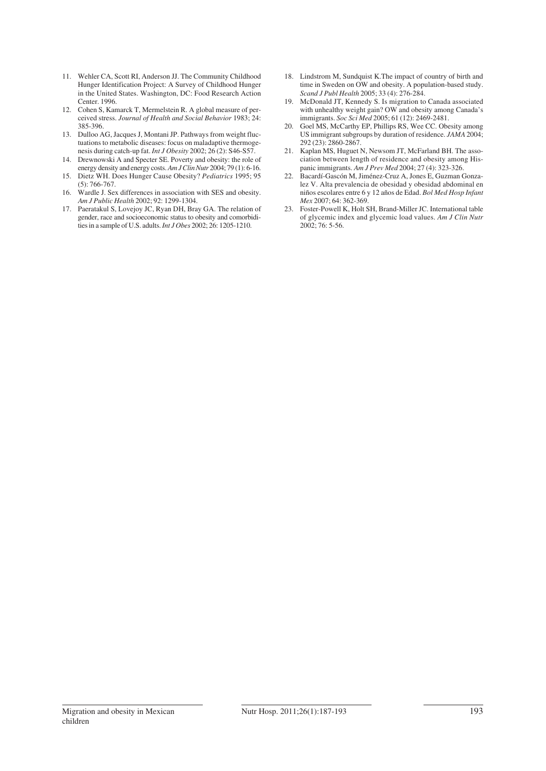11. Wehler CA, Scott RI, Anderson JJ. The Community Childhood Hunger Identification Project: A Survey of Childhood Hunger in the United States. Washington, DC: Food Research Action Center. 1996.
12. Cohen S, Kamarck T, Mermelstein R. A global measure of perceived stress. *Journal of Health and Social Behavior* 1983; 24: 385-396.
13. Dulloo AG, Jacques J, Montani JP. Pathways from weight fluctuations to metabolic diseases: focus on maladaptive thermogenesis during catch-up fat. *Int J Obesity* 2002; 26 (2): S46-S57.
14. Drewnowski A and Specter SE. Poverty and obesity: the role of energy density and energy costs. *Am J Clin Nutr* 2004; 79 (1): 6-16.
15. Dietz WH. Does Hunger Cause Obesity? *Pediatrics* 1995; 95 (5): 766-767.
16. Wardle J. Sex differences in association with SES and obesity. *Am J Public Health* 2002; 92: 1299-1304.
17. Paeratakul S, Lovejoy JC, Ryan DH, Bray GA. The relation of gender, race and socioeconomic status to obesity and comorbidities in a sample of U.S. adults. *Int J Obes* 2002; 26: 1205-1210.
18. Lindstrom M, Sundquist K.The impact of country of birth and time in Sweden on OW and obesity. A population-based study. *Scand J Publ Health* 2005; 33 (4): 276-284.
19. McDonald JT, Kennedy S. Is migration to Canada associated with unhealthy weight gain? OW and obesity among Canada's immigrants. *Soc Sci Med* 2005; 61 (12): 2469-2481.
20. Goel MS, McCarthy EP, Phillips RS, Wee CC. Obesity among US immigrant subgroups by duration of residence. *JAMA* 2004; 292 (23): 2860-2867.
21. Kaplan MS, Huguet N, Newsom JT, McFarland BH. The association between length of residence and obesity among Hispanic immigrants. *Am J Prev Med* 2004; 27 (4): 323-326.
22. Bacardí-Gascón M, Jiménez-Cruz A, Jones E, Guzman Gonzalez V. Alta prevalencia de obesidad y obesidad abdominal en niños escolares entre 6 y 12 años de Edad. *Bol Med Hosp Infant Mex* 2007; 64: 362-369.
23. Foster-Powell K, Holt SH, Brand-Miller JC. International table of glycemic index and glycemic load values. *Am J Clin Nutr* 2002; 76: 5-56.